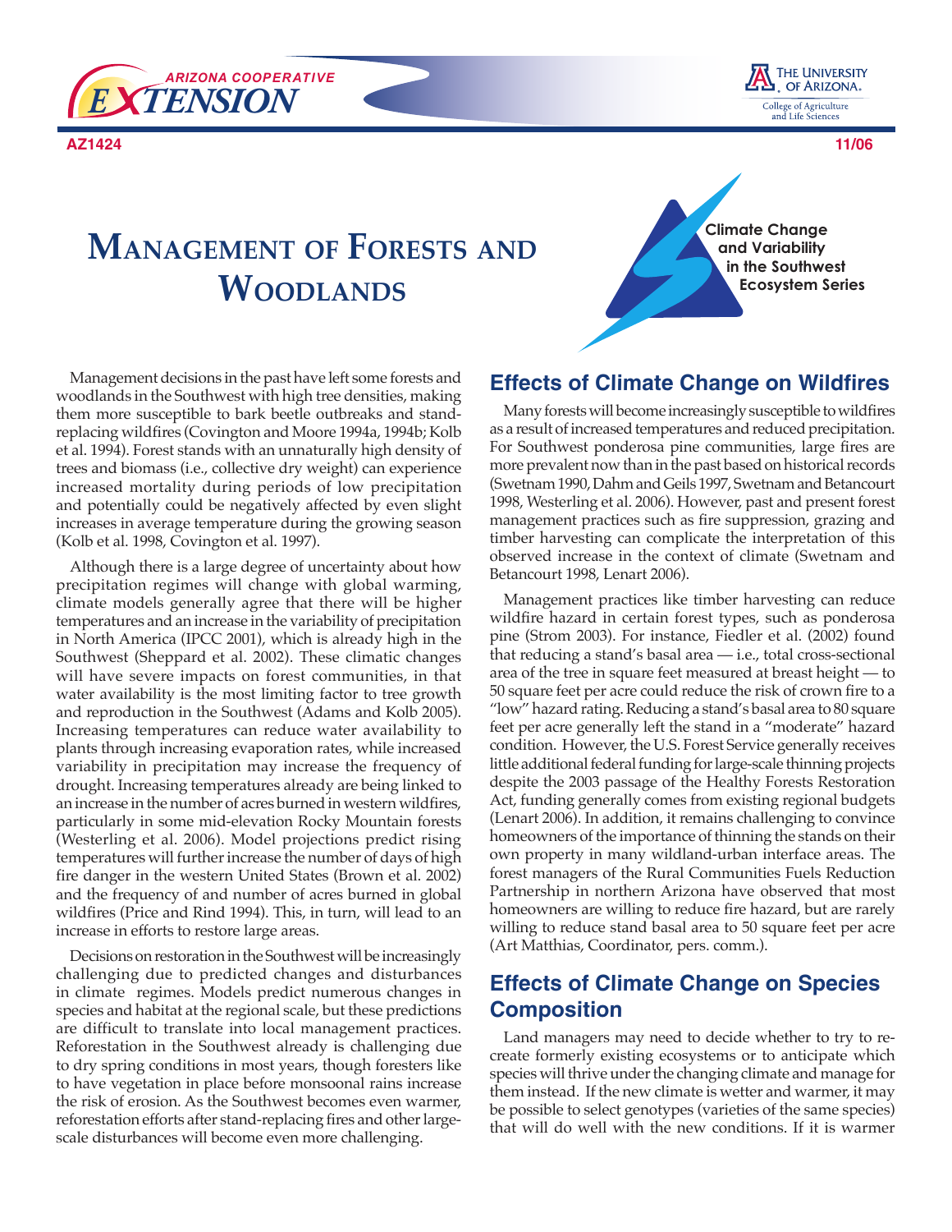AZ1424 11/06

# Management of Forests and Woodlands

Climate Change and Variability in the Southwest Ecosystem Series

Management decisions in the past have left some forests and woodlands in the Southwest with high tree densities, making them more susceptible to bark beetle outbreaks and stand-replacing wildfires (Covington and Moore 1994a, 1994b; Kolb et al. 1994). Forest stands with an unnaturally high density of trees and biomass (i.e., collective dry weight) can experience increased mortality during periods of low precipitation and potentially could be negatively affected by even slight increases in average temperature during the growing season (Kolb et al. 1998, Covington et al. 1997).

Although there is a large degree of uncertainty about how precipitation regimes will change with global warming, climate models generally agree that there will be higher temperatures and an increase in the variability of precipitation in North America (IPCC 2001), which is already high in the Southwest (Sheppard et al. 2002). These climatic changes will have severe impacts on forest communities, in that water availability is the most limiting factor to tree growth and reproduction in the Southwest (Adams and Kolb 2005). Increasing temperatures can reduce water availability to plants through increasing evaporation rates, while increased variability in precipitation may increase the frequency of drought. Increasing temperatures already are being linked to an increase in the number of acres burned in western wildfires, particularly in some mid-elevation Rocky Mountain forests (Westerling et al. 2006). Model projections predict rising temperatures will further increase the number of days of high fire danger in the western United States (Brown et al. 2002) and the frequency of and number of acres burned in global wildfires (Price and Rind 1994). This, in turn, will lead to an increase in efforts to restore large areas.

Decisions on restoration in the Southwest will be increasingly challenging due to predicted changes and disturbances in climate regimes. Models predict numerous changes in species and habitat at the regional scale, but these predictions are difficult to translate into local management practices. Reforestation in the Southwest already is challenging due to dry spring conditions in most years, though foresters like to have vegetation in place before monsoonal rains increase the risk of erosion. As the Southwest becomes even warmer, reforestation efforts after stand-replacing fires and other large-scale disturbances will become even more challenging.

## Effects of Climate Change on Wildfires

Many forests will become increasingly susceptible to wildfires as a result of increased temperatures and reduced precipitation. For Southwest ponderosa pine communities, large fires are more prevalent now than in the past based on historical records (Swetnam 1990, Dahm and Geils 1997, Swetnam and Betancourt 1998, Westerling et al. 2006). However, past and present forest management practices such as fire suppression, grazing and timber harvesting can complicate the interpretation of this observed increase in the context of climate (Swetnam and Betancourt 1998, Lenart 2006).

Management practices like timber harvesting can reduce wildfire hazard in certain forest types, such as ponderosa pine (Strom 2003). For instance, Fiedler et al. (2002) found that reducing a stand's basal area — i.e., total cross-sectional area of the tree in square feet measured at breast height — to 50 square feet per acre could reduce the risk of crown fire to a "low" hazard rating. Reducing a stand's basal area to 80 square feet per acre generally left the stand in a "moderate" hazard condition. However, the U.S. Forest Service generally receives little additional federal funding for large-scale thinning projects despite the 2003 passage of the Healthy Forests Restoration Act, funding generally comes from existing regional budgets (Lenart 2006). In addition, it remains challenging to convince homeowners of the importance of thinning the stands on their own property in many wildland-urban interface areas. The forest managers of the Rural Communities Fuels Reduction Partnership in northern Arizona have observed that most homeowners are willing to reduce fire hazard, but are rarely willing to reduce stand basal area to 50 square feet per acre (Art Matthias, Coordinator, pers. comm.).

## Effects of Climate Change on Species Composition

Land managers may need to decide whether to try to re-create formerly existing ecosystems or to anticipate which species will thrive under the changing climate and manage for them instead. If the new climate is wetter and warmer, it may be possible to select genotypes (varieties of the same species) that will do well with the new conditions. If it is warmer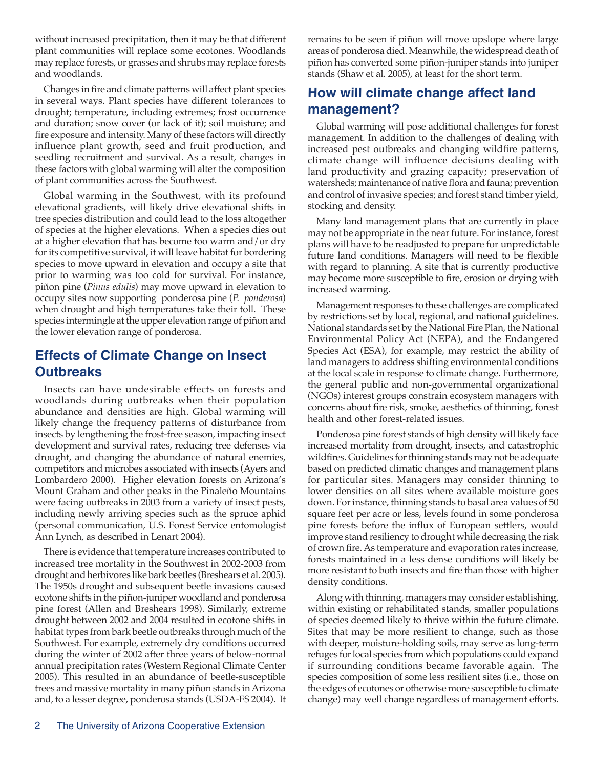without increased precipitation, then it may be that different plant communities will replace some ecotones. Woodlands may replace forests, or grasses and shrubs may replace forests and woodlands.

Changes in fire and climate patterns will affect plant species in several ways. Plant species have different tolerances to drought; temperature, including extremes; frost occurrence and duration; snow cover (or lack of it); soil moisture; and fire exposure and intensity. Many of these factors will directly influence plant growth, seed and fruit production, and seedling recruitment and survival. As a result, changes in these factors with global warming will alter the composition of plant communities across the Southwest.

Global warming in the Southwest, with its profound elevational gradients, will likely drive elevational shifts in tree species distribution and could lead to the loss altogether of species at the higher elevations. When a species dies out at a higher elevation that has become too warm and/or dry for its competitive survival, it will leave habitat for bordering species to move upward in elevation and occupy a site that prior to warming was too cold for survival. For instance, piñon pine (*Pinus edulis*) may move upward in elevation to occupy sites now supporting ponderosa pine (*P. ponderosa*) when drought and high temperatures take their toll. These species intermingle at the upper elevation range of piñon and the lower elevation range of ponderosa.

## Effects of Climate Change on Insect Outbreaks

Insects can have undesirable effects on forests and woodlands during outbreaks when their population abundance and densities are high. Global warming will likely change the frequency patterns of disturbance from insects by lengthening the frost-free season, impacting insect development and survival rates, reducing tree defenses via drought, and changing the abundance of natural enemies, competitors and microbes associated with insects (Ayers and Lombardero 2000). Higher elevation forests on Arizona's Mount Graham and other peaks in the Pinaleño Mountains were facing outbreaks in 2003 from a variety of insect pests, including newly arriving species such as the spruce aphid (personal communication, U.S. Forest Service entomologist Ann Lynch, as described in Lenart 2004).

There is evidence that temperature increases contributed to increased tree mortality in the Southwest in 2002-2003 from drought and herbivores like bark beetles (Breshears et al. 2005). The 1950s drought and subsequent beetle invasions caused ecotone shifts in the piñon-juniper woodland and ponderosa pine forest (Allen and Breshears 1998). Similarly, extreme drought between 2002 and 2004 resulted in ecotone shifts in habitat types from bark beetle outbreaks through much of the Southwest. For example, extremely dry conditions occurred during the winter of 2002 after three years of below-normal annual precipitation rates (Western Regional Climate Center 2005). This resulted in an abundance of beetle-susceptible trees and massive mortality in many piñon stands in Arizona and, to a lesser degree, ponderosa stands (USDA-FS 2004). It remains to be seen if piñon will move upslope where large areas of ponderosa died. Meanwhile, the widespread death of piñon has converted some piñon-juniper stands into juniper stands (Shaw et al. 2005), at least for the short term.

## How will climate change affect land management?

Global warming will pose additional challenges for forest management. In addition to the challenges of dealing with increased pest outbreaks and changing wildfire patterns, climate change will influence decisions dealing with land productivity and grazing capacity; preservation of watersheds; maintenance of native flora and fauna; prevention and control of invasive species; and forest stand timber yield, stocking and density.

Many land management plans that are currently in place may not be appropriate in the near future. For instance, forest plans will have to be readjusted to prepare for unpredictable future land conditions. Managers will need to be flexible with regard to planning. A site that is currently productive may become more susceptible to fire, erosion or drying with increased warming.

Management responses to these challenges are complicated by restrictions set by local, regional, and national guidelines. National standards set by the National Fire Plan, the National Environmental Policy Act (NEPA), and the Endangered Species Act (ESA), for example, may restrict the ability of land managers to address shifting environmental conditions at the local scale in response to climate change. Furthermore, the general public and non-governmental organizational (NGOs) interest groups constrain ecosystem managers with concerns about fire risk, smoke, aesthetics of thinning, forest health and other forest-related issues.

Ponderosa pine forest stands of high density will likely face increased mortality from drought, insects, and catastrophic wildfires. Guidelines for thinning stands may not be adequate based on predicted climatic changes and management plans for particular sites. Managers may consider thinning to lower densities on all sites where available moisture goes down. For instance, thinning stands to basal area values of 50 square feet per acre or less, levels found in some ponderosa pine forests before the influx of European settlers, would improve stand resiliency to drought while decreasing the risk of crown fire. As temperature and evaporation rates increase, forests maintained in a less dense conditions will likely be more resistant to both insects and fire than those with higher density conditions.

Along with thinning, managers may consider establishing, within existing or rehabilitated stands, smaller populations of species deemed likely to thrive within the future climate. Sites that may be more resilient to change, such as those with deeper, moisture-holding soils, may serve as long-term refuges for local species from which populations could expand if surrounding conditions became favorable again. The species composition of some less resilient sites (i.e., those on the edges of ecotones or otherwise more susceptible to climate change) may well change regardless of management efforts.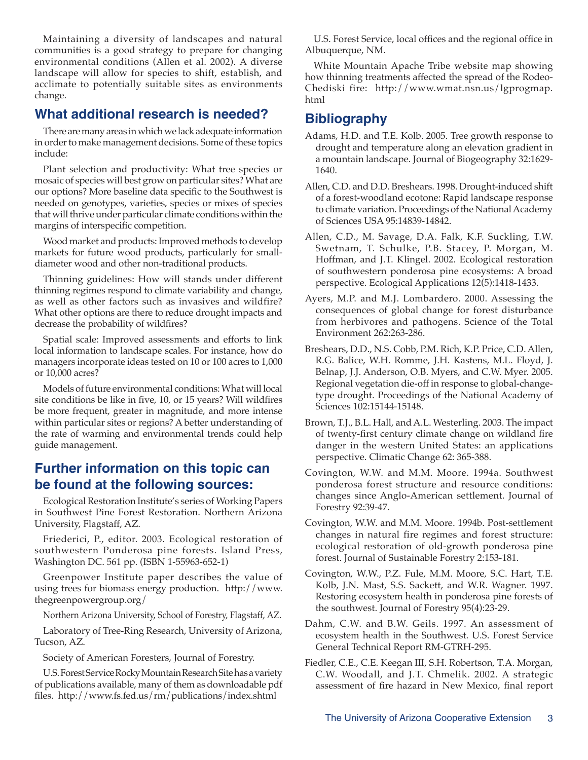Maintaining a diversity of landscapes and natural communities is a good strategy to prepare for changing environmental conditions (Allen et al. 2002). A diverse landscape will allow for species to shift, establish, and acclimate to potentially suitable sites as environments change.

## What additional research is needed?

There are many areas in which we lack adequate information in order to make management decisions. Some of these topics include:

Plant selection and productivity: What tree species or mosaic of species will best grow on particular sites? What are our options? More baseline data specific to the Southwest is needed on genotypes, varieties, species or mixes of species that will thrive under particular climate conditions within the margins of interspecific competition.

Wood market and products: Improved methods to develop markets for future wood products, particularly for small-diameter wood and other non-traditional products.

Thinning guidelines: How will stands under different thinning regimes respond to climate variability and change, as well as other factors such as invasives and wildfire? What other options are there to reduce drought impacts and decrease the probability of wildfires?

Spatial scale: Improved assessments and efforts to link local information to landscape scales. For instance, how do managers incorporate ideas tested on 10 or 100 acres to 1,000 or 10,000 acres?

Models of future environmental conditions: What will local site conditions be like in five, 10, or 15 years? Will wildfires be more frequent, greater in magnitude, and more intense within particular sites or regions? A better understanding of the rate of warming and environmental trends could help guide management.

## Further information on this topic can be found at the following sources:

Ecological Restoration Institute's series of Working Papers in Southwest Pine Forest Restoration. Northern Arizona University, Flagstaff, AZ.

Friederici, P., editor. 2003. Ecological restoration of southwestern Ponderosa pine forests. Island Press, Washington DC. 561 pp. (ISBN 1-55963-652-1)

Greenpower Institute paper describes the value of using trees for biomass energy production. http://www.thegreenpowergroup.org/

Northern Arizona University, School of Forestry, Flagstaff, AZ.

Laboratory of Tree-Ring Research, University of Arizona, Tucson, AZ.

Society of American Foresters, Journal of Forestry.

U.S. Forest Service Rocky Mountain Research Site has a variety of publications available, many of them as downloadable pdf files. http://www.fs.fed.us/rm/publications/index.shtml

U.S. Forest Service, local offices and the regional office in Albuquerque, NM.

White Mountain Apache Tribe website map showing how thinning treatments affected the spread of the Rodeo-Chediski fire: http://www.wmat.nsn.us/lgprogmap.html

## Bibliography

Adams, H.D. and T.E. Kolb. 2005. Tree growth response to drought and temperature along an elevation gradient in a mountain landscape. Journal of Biogeography 32:1629-1640.

Allen, C.D. and D.D. Breshears. 1998. Drought-induced shift of a forest-woodland ecotone: Rapid landscape response to climate variation. Proceedings of the National Academy of Sciences USA 95:14839-14842.

Allen, C.D., M. Savage, D.A. Falk, K.F. Suckling, T.W. Swetnam, T. Schulke, P.B. Stacey, P. Morgan, M. Hoffman, and J.T. Klingel. 2002. Ecological restoration of southwestern ponderosa pine ecosystems: A broad perspective. Ecological Applications 12(5):1418-1433.

Ayers, M.P. and M.J. Lombardero. 2000. Assessing the consequences of global change for forest disturbance from herbivores and pathogens. Science of the Total Environment 262:263-286.

Breshears, D.D., N.S. Cobb, P.M. Rich, K.P. Price, C.D. Allen, R.G. Balice, W.H. Romme, J.H. Kastens, M.L. Floyd, J. Belnap, J.J. Anderson, O.B. Myers, and C.W. Myer. 2005. Regional vegetation die-off in response to global-change-type drought. Proceedings of the National Academy of Sciences 102:15144-15148.

Brown, T.J., B.L. Hall, and A.L. Westerling. 2003. The impact of twenty-first century climate change on wildland fire danger in the western United States: an applications perspective. Climatic Change 62: 365-388.

Covington, W.W. and M.M. Moore. 1994a. Southwest ponderosa forest structure and resource conditions: changes since Anglo-American settlement. Journal of Forestry 92:39-47.

Covington, W.W. and M.M. Moore. 1994b. Post-settlement changes in natural fire regimes and forest structure: ecological restoration of old-growth ponderosa pine forest. Journal of Sustainable Forestry 2:153-181.

Covington, W.W., P.Z. Fule, M.M. Moore, S.C. Hart, T.E. Kolb, J.N. Mast, S.S. Sackett, and W.R. Wagner. 1997. Restoring ecosystem health in ponderosa pine forests of the southwest. Journal of Forestry 95(4):23-29.

Dahm, C.W. and B.W. Geils. 1997. An assessment of ecosystem health in the Southwest. U.S. Forest Service General Technical Report RM-GTRH-295.

Fiedler, C.E., C.E. Keegan III, S.H. Robertson, T.A. Morgan, C.W. Woodall, and J.T. Chmelik. 2002. A strategic assessment of fire hazard in New Mexico, final report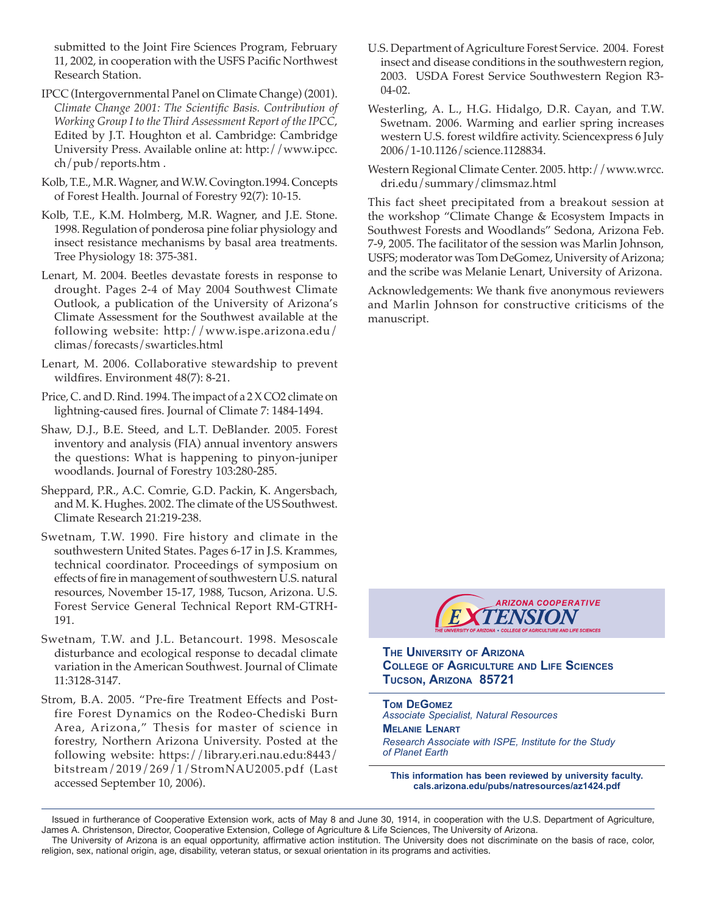submitted to the Joint Fire Sciences Program, February 11, 2002, in cooperation with the USFS Pacific Northwest Research Station.

IPCC (Intergovernmental Panel on Climate Change) (2001). *Climate Change 2001: The Scientific Basis. Contribution of Working Group I to the Third Assessment Report of the IPCC*, Edited by J.T. Houghton et al. Cambridge: Cambridge University Press. Available online at: http://www.ipcc.ch/pub/reports.htm .

Kolb, T.E., M.R. Wagner, and W.W. Covington.1994. Concepts of Forest Health. Journal of Forestry 92(7): 10-15.

Kolb, T.E., K.M. Holmberg, M.R. Wagner, and J.E. Stone. 1998. Regulation of ponderosa pine foliar physiology and insect resistance mechanisms by basal area treatments. Tree Physiology 18: 375-381.

Lenart, M. 2004. Beetles devastate forests in response to drought. Pages 2-4 of May 2004 Southwest Climate Outlook, a publication of the University of Arizona's Climate Assessment for the Southwest available at the following website: http://www.ispe.arizona.edu/climas/forecasts/swarticles.html

Lenart, M. 2006. Collaborative stewardship to prevent wildfires. Environment 48(7): 8-21.

Price, C. and D. Rind. 1994. The impact of a 2 X CO2 climate on lightning-caused fires. Journal of Climate 7: 1484-1494.

Shaw, D.J., B.E. Steed, and L.T. DeBlander. 2005. Forest inventory and analysis (FIA) annual inventory answers the questions: What is happening to pinyon-juniper woodlands. Journal of Forestry 103:280-285.

Sheppard, P.R., A.C. Comrie, G.D. Packin, K. Angersbach, and M. K. Hughes. 2002. The climate of the US Southwest. Climate Research 21:219-238.

Swetnam, T.W. 1990. Fire history and climate in the southwestern United States. Pages 6-17 in J.S. Krammes, technical coordinator. Proceedings of symposium on effects of fire in management of southwestern U.S. natural resources, November 15-17, 1988, Tucson, Arizona. U.S. Forest Service General Technical Report RM-GTRH-191.

Swetnam, T.W. and J.L. Betancourt. 1998. Mesoscale disturbance and ecological response to decadal climate variation in the American Southwest. Journal of Climate 11:3128-3147.

Strom, B.A. 2005. "Pre-fire Treatment Effects and Post-fire Forest Dynamics on the Rodeo-Chediski Burn Area, Arizona," Thesis for master of science in forestry, Northern Arizona University. Posted at the following website: https://library.eri.nau.edu:8443/bitstream/2019/269/1/StromNAU2005.pdf (Last accessed September 10, 2006).

U.S. Department of Agriculture Forest Service. 2004. Forest insect and disease conditions in the southwestern region, 2003. USDA Forest Service Southwestern Region R3-04-02.

Westerling, A. L., H.G. Hidalgo, D.R. Cayan, and T.W. Swetnam. 2006. Warming and earlier spring increases western U.S. forest wildfire activity. Sciencexpress 6 July 2006/1-10.1126/science.1128834.

Western Regional Climate Center. 2005. http://www.wrcc.dri.edu/summary/climsmaz.html

This fact sheet precipitated from a breakout session at the workshop "Climate Change & Ecosystem Impacts in Southwest Forests and Woodlands" Sedona, Arizona Feb. 7-9, 2005. The facilitator of the session was Marlin Johnson, USFS; moderator was Tom DeGomez, University of Arizona; and the scribe was Melanie Lenart, University of Arizona.

Acknowledgements: We thank five anonymous reviewers and Marlin Johnson for constructive criticisms of the manuscript.

ARIZONA COOPERATIVE EXTENSION
THE UNIVERSITY OF ARIZONA • COLLEGE OF AGRICULTURE AND LIFE SCIENCES

**The University of Arizona**
**College of Agriculture and Life Sciences**
**Tucson, Arizona 85721**

**Tom DeGomez**
*Associate Specialist, Natural Resources*

**Melanie Lenart**
*Research Associate with ISPE, Institute for the Study of Planet Earth*

**This information has been reviewed by university faculty.**
**cals.arizona.edu/pubs/natresources/az1424.pdf**

Issued in furtherance of Cooperative Extension work, acts of May 8 and June 30, 1914, in cooperation with the U.S. Department of Agriculture, James A. Christenson, Director, Cooperative Extension, College of Agriculture & Life Sciences, The University of Arizona.

The University of Arizona is an equal opportunity, affirmative action institution. The University does not discriminate on the basis of race, color, religion, sex, national origin, age, disability, veteran status, or sexual orientation in its programs and activities.